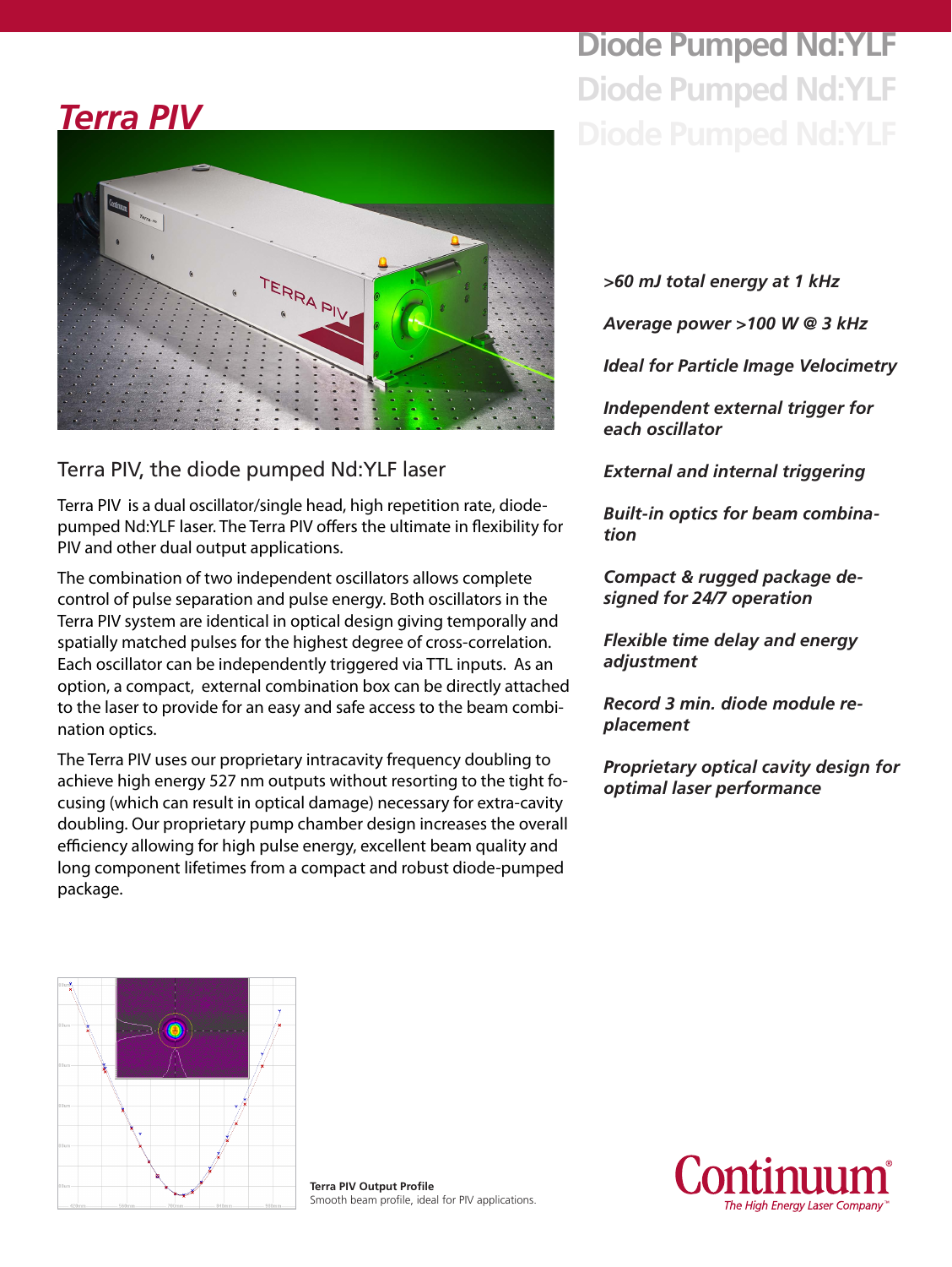# Terra PIV

## Diode Pumped Nd:YLF

*>60 mJ total energy at 1 kHz*

*Average power >100 W @ 3 kHz*

*Ideal for Particle Image Velocimetry*

*Independent external trigger for each oscillator*

*External and internal triggering*

*Built-in optics for beam combination*

*Compact & rugged package designed for 24/7 operation*

*Flexible time delay and energy adjustment*

*Record 3 min. diode module replacement*

*Proprietary optical cavity design for optimal laser performance*

## Terra PIV, the diode pumped Nd:YLF laser

Terra PIV is a dual oscillator/single head, high repetition rate, diode-pumped Nd:YLF laser. The Terra PIV offers the ultimate in flexibility for PIV and other dual output applications.

The combination of two independent oscillators allows complete control of pulse separation and pulse energy. Both oscillators in the Terra PIV system are identical in optical design giving temporally and spatially matched pulses for the highest degree of cross-correlation. Each oscillator can be independently triggered via TTL inputs. As an option, a compact, external combination box can be directly attached to the laser to provide for an easy and safe access to the beam combination optics.

The Terra PIV uses our proprietary intracavity frequency doubling to achieve high energy 527 nm outputs without resorting to the tight focusing (which can result in optical damage) necessary for extra-cavity doubling. Our proprietary pump chamber design increases the overall efficiency allowing for high pulse energy, excellent beam quality and long component lifetimes from a compact and robust diode-pumped package.

**Terra PIV Output Profile**
Smooth beam profile, ideal for PIV applications.

Continuum®
*The High Energy Laser Company™*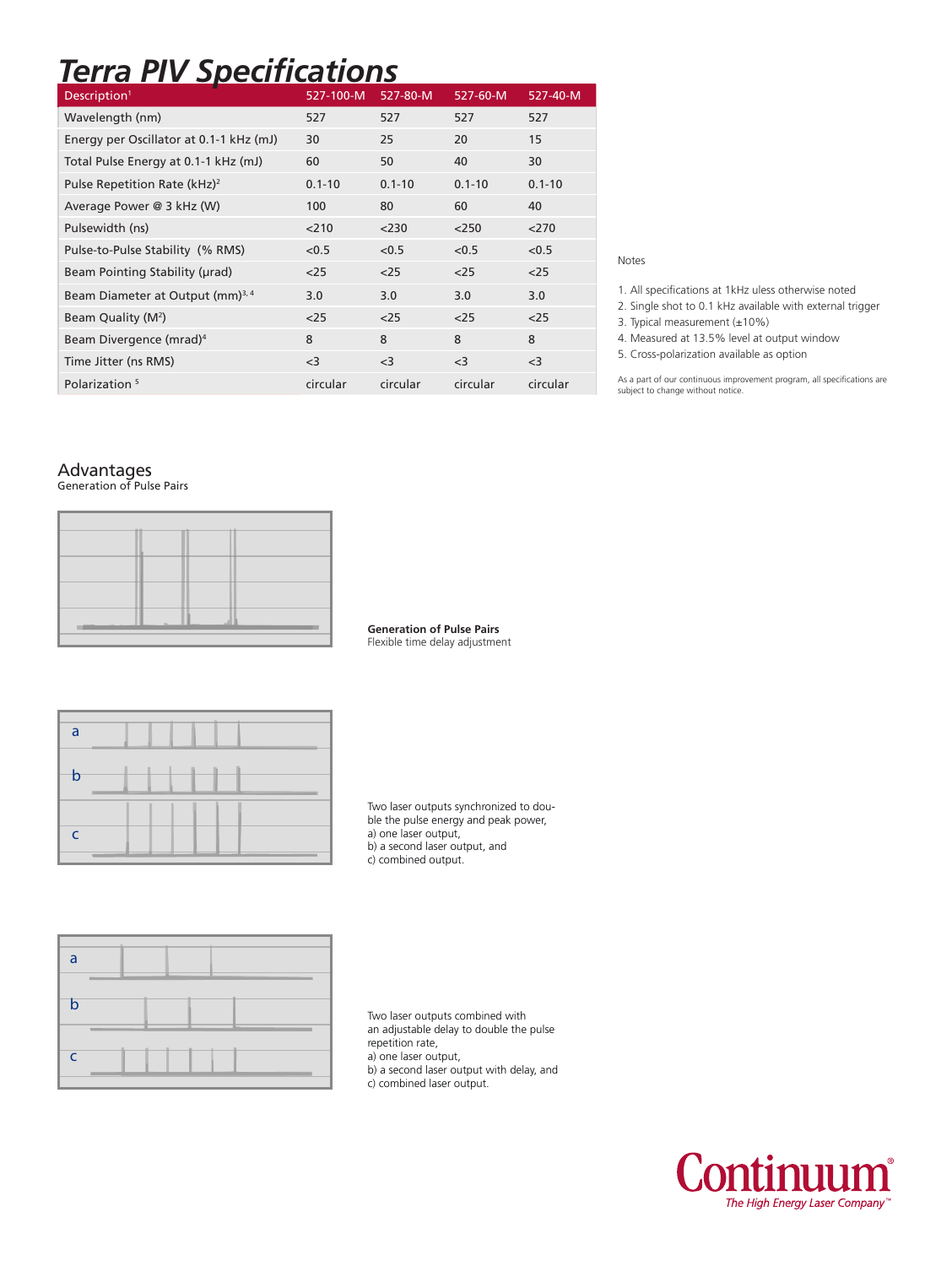# Terra PIV Specifications

| Description[1] | 527-100-M | 527-80-M | 527-60-M | 527-40-M |
|---|---|---|---|---|
| Wavelength (nm) | 527 | 527 | 527 | 527 |
| Energy per Oscillator at 0.1-1 kHz (mJ) | 30 | 25 | 20 | 15 |
| Total Pulse Energy at 0.1-1 kHz (mJ) | 60 | 50 | 40 | 30 |
| Pulse Repetition Rate (kHz)[2] | 0.1-10 | 0.1-10 | 0.1-10 | 0.1-10 |
| Average Power @ 3 kHz (W) | 100 | 80 | 60 | 40 |
| Pulsewidth (ns) | <210 | <230 | <250 | <270 |
| Pulse-to-Pulse Stability (% RMS) | <0.5 | <0.5 | <0.5 | <0.5 |
| Beam Pointing Stability (µrad) | <25 | <25 | <25 | <25 |
| Beam Diameter at Output (mm)[3, 4] | 3.0 | 3.0 | 3.0 | 3.0 |
| Beam Quality ($M^2$) | <25 | <25 | <25 | <25 |
| Beam Divergence (mrad)[4] | 8 | 8 | 8 | 8 |
| Time Jitter (ns RMS) | <3 | <3 | <3 | <3 |
| Polarization [5] | circular | circular | circular | circular |

Notes

1. All specifications at 1kHz uless otherwise noted
2. Single shot to 0.1 kHz available with external trigger
3. Typical measurement (±10%)
4. Measured at 13.5% level at output window
5. Cross-polarization available as option

As a part of our continuous improvement program, all specifications are subject to change without notice.

## Advantages

Generation of Pulse Pairs

**Generation of Pulse Pairs**
Flexible time delay adjustment

Two laser outputs synchronized to double the pulse energy and peak power,
a) one laser output,
b) a second laser output, and
c) combined output.

Two laser outputs combined with an adjustable delay to double the pulse repetition rate,
a) one laser output,
b) a second laser output with delay, and
c) combined laser output.

Continuum®
*The High Energy Laser Company™*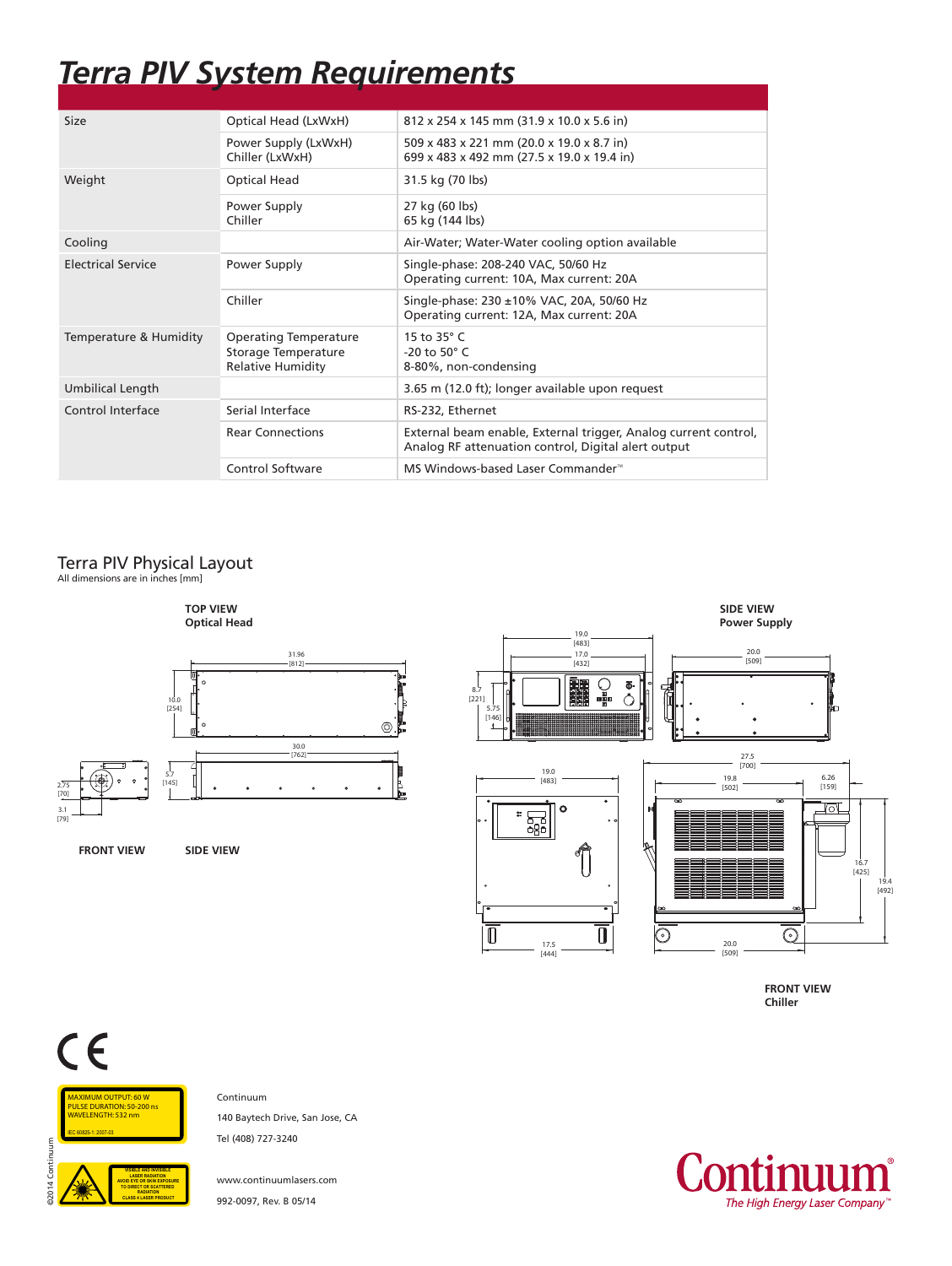# Terra PIV System Requirements

| | | |
|---|---|---|
| Size | Optical Head (LxWxH) | 812 x 254 x 145 mm (31.9 x 10.0 x 5.6 in) |
| | Power Supply (LxWxH)<br>Chiller (LxWxH) | 509 x 483 x 221 mm (20.0 x 19.0 x 8.7 in)<br>699 x 483 x 492 mm (27.5 x 19.0 x 19.4 in) |
| Weight | Optical Head | 31.5 kg (70 lbs) |
| | Power Supply<br>Chiller | 27 kg (60 lbs)<br>65 kg (144 lbs) |
| Cooling | | Air-Water; Water-Water cooling option available |
| Electrical Service | Power Supply | Single-phase: 208-240 VAC, 50/60 Hz<br>Operating current: 10A, Max current: 20A |
| | Chiller | Single-phase: 230 ±10% VAC, 20A, 50/60 Hz<br>Operating current: 12A, Max current: 20A |
| Temperature & Humidity | Operating Temperature<br>Storage Temperature<br>Relative Humidity | 15 to 35° C<br>-20 to 50° C<br>8-80%, non-condensing |
| Umbilical Length | | 3.65 m (12.0 ft); longer available upon request |
| Control Interface | Serial Interface | RS-232, Ethernet |
| | Rear Connections | External beam enable, External trigger, Analog current control, Analog RF attenuation control, Digital alert output |
| | Control Software | MS Windows-based Laser Commander™ |

## Terra PIV Physical Layout

All dimensions are in inches [mm]

**TOP VIEW**
**Optical Head**

31.96
[812]

10.0
[254]

30.0
[762]

5.7
[145]

2.75
[70]

3.1
[79]

**FRONT VIEW**

**SIDE VIEW**

**SIDE VIEW**
**Power Supply**

19.0
[483]

17.0
[432]

8.7
[221]

5.75
[146]

20.0
[509]

19.0
[483]

17.5
[444]

27.5
[700]

19.8
[502]

6.26
[159]

16.7
[425]

19.4
[492]

20.0
[509]

**FRONT VIEW**
**Chiller**

MAXIMUM OUTPUT: 60 W
PULSE DURATION: 50-200 ns
WAVELENGTH: 532 nm

IEC 60825-1: 2007-03

VISIBLE AND INVISIBLE LASER RADIATION
AVOID EYE OR SKIN EXPOSURE TO DIRECT OR SCATTERED RADIATION
CLASS 4 LASER PRODUCT

©2014 Continuum

Continuum

140 Baytech Drive, San Jose, CA

Tel (408) 727-3240

www.continuumlasers.com

992-0097, Rev. B 05/14

Continuum®
*The High Energy Laser Company™*